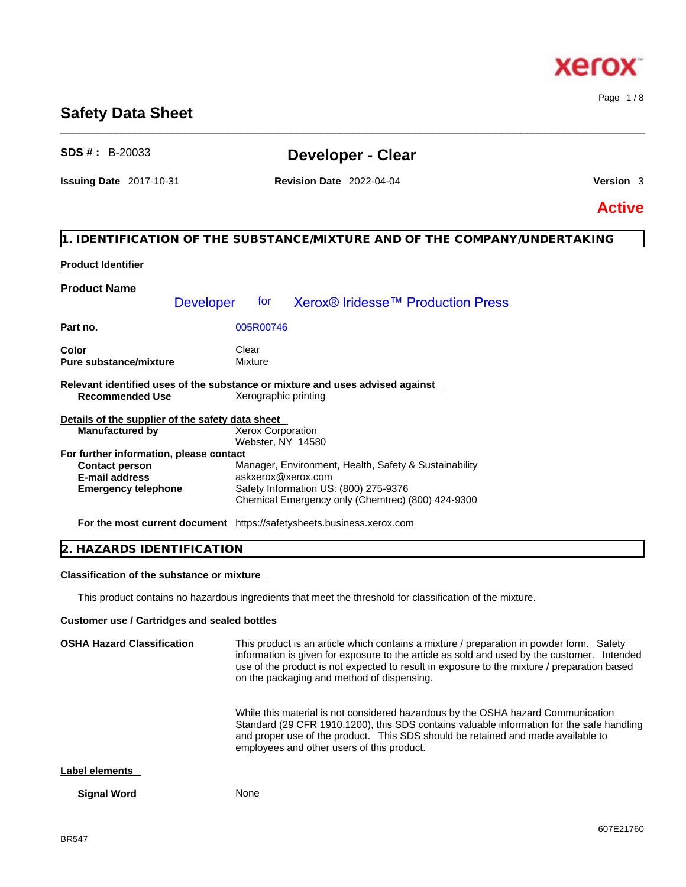# Safety Data Sheet

**SDS # :** B-20033

## Developer - Clear

**Issuing Date** 2017-10-31 **Revision Date** 2022-04-04 **Version** 3

**Active**

## 1. IDENTIFICATION OF THE SUBSTANCE/MIXTURE AND OF THE COMPANY/UNDERTAKING

**Product Identifier**

**Product Name**

Developer for Xerox® Iridesse™ Production Press

| | |
|---|---|
| **Part no.** | 005R00746 |
| **Color** | Clear |
| **Pure substance/mixture** | Mixture |

**Relevant identified uses of the substance or mixture and uses advised against**

| | |
|---|---|
| **Recommended Use** | Xerographic printing |

**Details of the supplier of the safety data sheet**

| | |
|---|---|
| **Manufactured by** | Xerox Corporation<br>Webster, NY 14580 |

**For further information, please contact**

| | |
|---|---|
| **Contact person** | Manager, Environment, Health, Safety & Sustainability |
| **E-mail address** | askxerox@xerox.com |
| **Emergency telephone** | Safety Information US: (800) 275-9376<br>Chemical Emergency only (Chemtrec) (800) 424-9300 |

**For the most current document** https://safetysheets.business.xerox.com

## 2. HAZARDS IDENTIFICATION

**Classification of the substance or mixture**

This product contains no hazardous ingredients that meet the threshold for classification of the mixture.

**Customer use / Cartridges and sealed bottles**

**OSHA Hazard Classification**

This product is an article which contains a mixture / preparation in powder form. Safety information is given for exposure to the article as sold and used by the customer. Intended use of the product is not expected to result in exposure to the mixture / preparation based on the packaging and method of dispensing.

While this material is not considered hazardous by the OSHA hazard Communication Standard (29 CFR 1910.1200), this SDS contains valuable information for the safe handling and proper use of the product. This SDS should be retained and made available to employees and other users of this product.

**Label elements**

**Signal Word** None

607E21760

BR547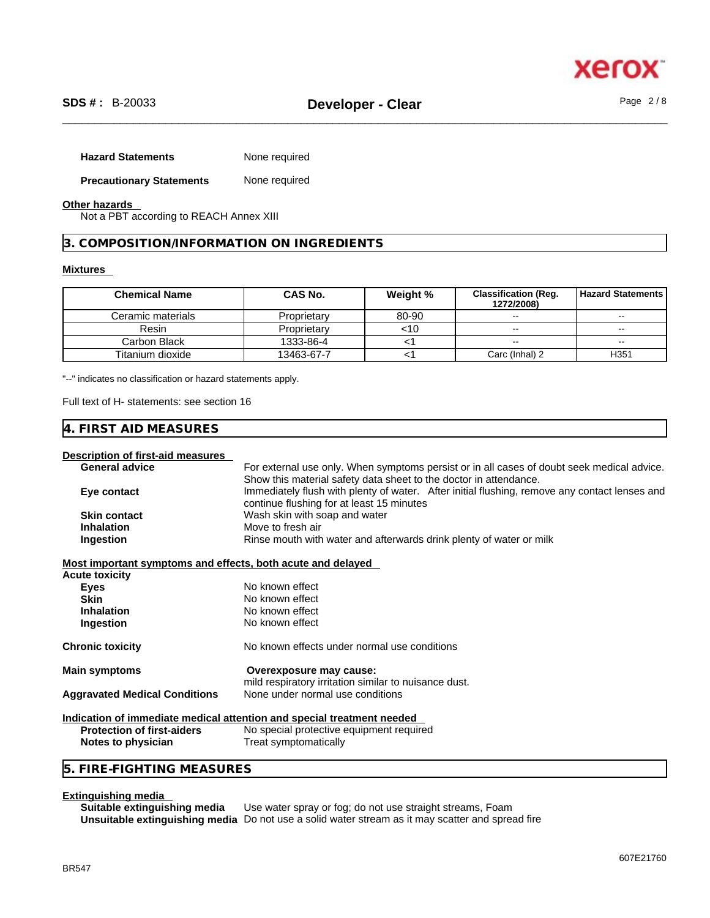**Hazard Statements** None required

**Precautionary Statements** None required

**Other hazards**

Not a PBT according to REACH Annex XIII

## 3. COMPOSITION/INFORMATION ON INGREDIENTS

**Mixtures**

| Chemical Name | CAS No. | Weight % | Classification (Reg. 1272/2008) | Hazard Statements |
|---|---|---|---|---|
| Ceramic materials | Proprietary | 80-90 | -- | -- |
| Resin | Proprietary | <10 | -- | -- |
| Carbon Black | 1333-86-4 | <1 | -- | -- |
| Titanium dioxide | 13463-67-7 | <1 | Carc (Inhal) 2 | H351 |

"--" indicates no classification or hazard statements apply.

Full text of H- statements: see section 16

## 4. FIRST AID MEASURES

**Description of first-aid measures**

- **General advice**: For external use only. When symptoms persist or in all cases of doubt seek medical advice. Show this material safety data sheet to the doctor in attendance.
- **Eye contact**: Immediately flush with plenty of water. After initial flushing, remove any contact lenses and continue flushing for at least 15 minutes
- **Skin contact**: Wash skin with soap and water
- **Inhalation**: Move to fresh air
- **Ingestion**: Rinse mouth with water and afterwards drink plenty of water or milk

**Most important symptoms and effects, both acute and delayed**

**Acute toxicity**

- **Eyes**: No known effect
- **Skin**: No known effect
- **Inhalation**: No known effect
- **Ingestion**: No known effect

**Chronic toxicity**: No known effects under normal use conditions

**Main symptoms**: **Overexposure may cause:** mild respiratory irritation similar to nuisance dust.

**Aggravated Medical Conditions**: None under normal use conditions

**Indication of immediate medical attention and special treatment needed**

- **Protection of first-aiders**: No special protective equipment required
- **Notes to physician**: Treat symptomatically

## 5. FIRE-FIGHTING MEASURES

**Extinguishing media**

- **Suitable extinguishing media**: Use water spray or fog; do not use straight streams, Foam
- **Unsuitable extinguishing media**: Do not use a solid water stream as it may scatter and spread fire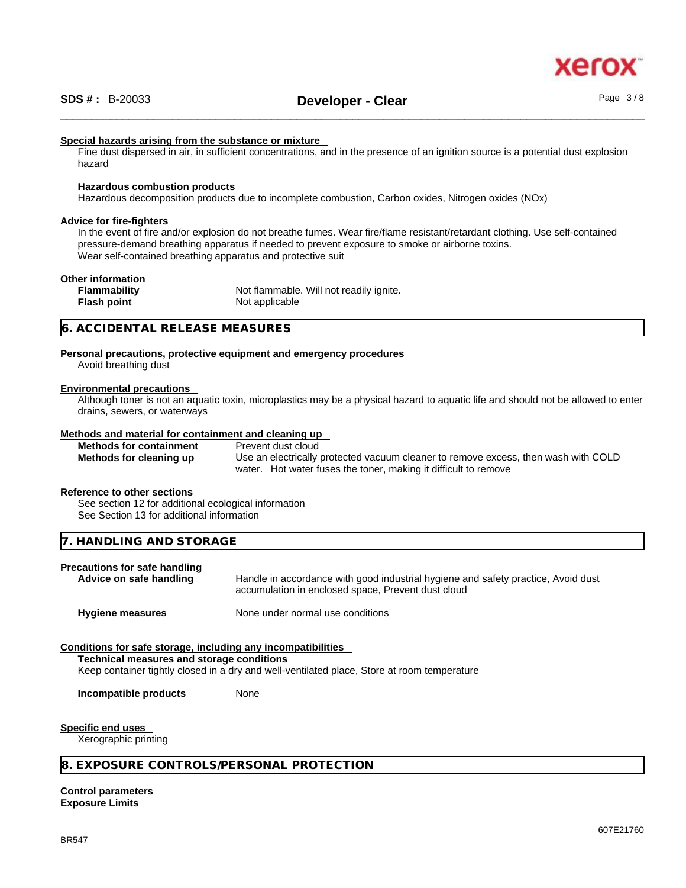#### Special hazards arising from the substance or mixture

Fine dust dispersed in air, in sufficient concentrations, and in the presence of an ignition source is a potential dust explosion hazard

**Hazardous combustion products**

Hazardous decomposition products due to incomplete combustion, Carbon oxides, Nitrogen oxides (NOx)

#### Advice for fire-fighters

In the event of fire and/or explosion do not breathe fumes. Wear fire/flame resistant/retardant clothing. Use self-contained pressure-demand breathing apparatus if needed to prevent exposure to smoke or airborne toxins.
Wear self-contained breathing apparatus and protective suit

#### Other information

| | |
|---|---|
| **Flammability** | Not flammable. Will not readily ignite. |
| **Flash point** | Not applicable |

## 6. ACCIDENTAL RELEASE MEASURES

#### Personal precautions, protective equipment and emergency procedures

Avoid breathing dust

#### Environmental precautions

Although toner is not an aquatic toxin, microplastics may be a physical hazard to aquatic life and should not be allowed to enter drains, sewers, or waterways

#### Methods and material for containment and cleaning up

| | |
|---|---|
| **Methods for containment** | Prevent dust cloud |
| **Methods for cleaning up** | Use an electrically protected vacuum cleaner to remove excess, then wash with COLD water. Hot water fuses the toner, making it difficult to remove |

#### Reference to other sections

See section 12 for additional ecological information
See Section 13 for additional information

## 7. HANDLING AND STORAGE

#### Precautions for safe handling

| | |
|---|---|
| **Advice on safe handling** | Handle in accordance with good industrial hygiene and safety practice, Avoid dust accumulation in enclosed space, Prevent dust cloud |
| **Hygiene measures** | None under normal use conditions |

#### Conditions for safe storage, including any incompatibilities

**Technical measures and storage conditions**

Keep container tightly closed in a dry and well-ventilated place, Store at room temperature

**Incompatible products** None

#### Specific end uses

Xerographic printing

## 8. EXPOSURE CONTROLS/PERSONAL PROTECTION

#### Control parameters

**Exposure Limits**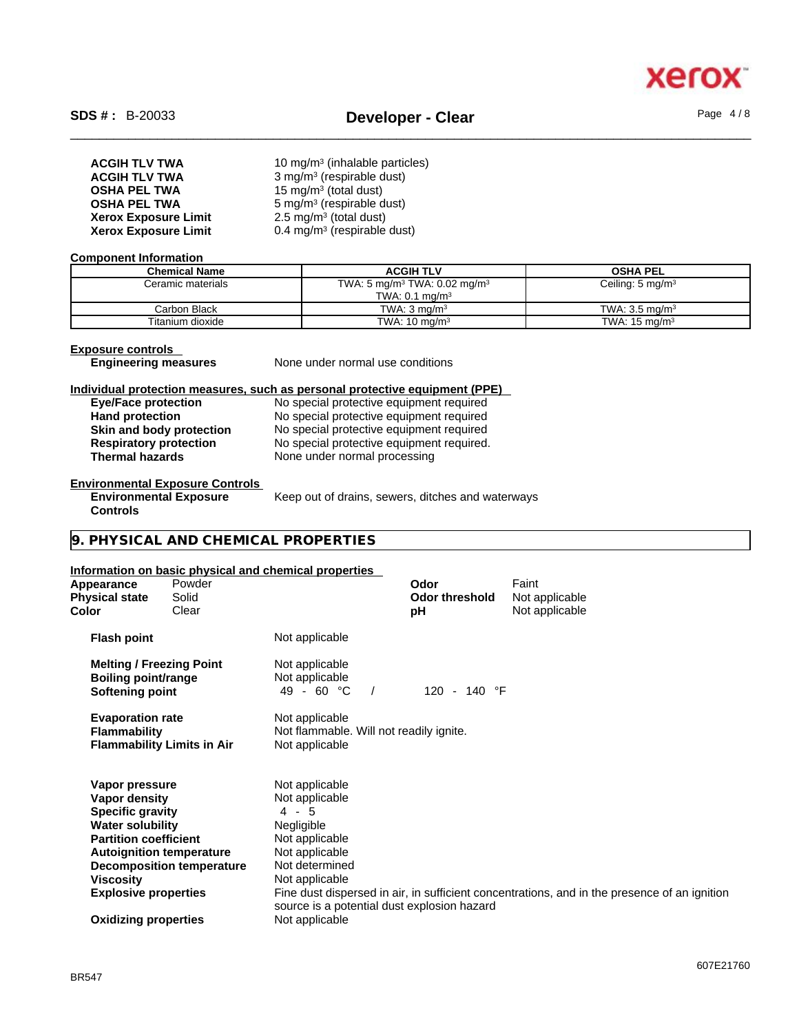| | |
|---|---|
| **ACGIH TLV TWA** | 10 mg/m³ (inhalable particles) |
| **ACGIH TLV TWA** | 3 mg/m³ (respirable dust) |
| **OSHA PEL TWA** | 15 mg/m³ (total dust) |
| **OSHA PEL TWA** | 5 mg/m³ (respirable dust) |
| **Xerox Exposure Limit** | 2.5 mg/m³ (total dust) |
| **Xerox Exposure Limit** | 0.4 mg/m³ (respirable dust) |

**Component Information**

| Chemical Name | ACGIH TLV | OSHA PEL |
|---|---|---|
| Ceramic materials | TWA: 5 mg/m³ TWA: 0.02 mg/m³ TWA: 0.1 mg/m³ | Ceiling: 5 mg/m³ |
| Carbon Black | TWA: 3 mg/m³ | TWA: 3.5 mg/m³ |
| Titanium dioxide | TWA: 10 mg/m³ | TWA: 15 mg/m³ |

**Exposure controls**

**Engineering measures** None under normal use conditions

**Individual protection measures, such as personal protective equipment (PPE)**

**Eye/Face protection** No special protective equipment required
**Hand protection** No special protective equipment required
**Skin and body protection** No special protective equipment required
**Respiratory protection** No special protective equipment required.
**Thermal hazards** None under normal processing

**Environmental Exposure Controls**

**Environmental Exposure Controls** Keep out of drains, sewers, ditches and waterways

## 9. PHYSICAL AND CHEMICAL PROPERTIES

**Information on basic physical and chemical properties**

**Appearance** Powder
**Physical state** Solid
**Color** Clear
**Odor** Faint
**Odor threshold** Not applicable
**pH** Not applicable

**Flash point** Not applicable

**Melting / Freezing Point** Not applicable
**Boiling point/range** Not applicable
**Softening point** 49 - 60 °C / 120 - 140 °F

**Evaporation rate** Not applicable
**Flammability** Not flammable. Will not readily ignite.
**Flammability Limits in Air** Not applicable

**Vapor pressure** Not applicable
**Vapor density** Not applicable
**Specific gravity** 4 - 5
**Water solubility** Negligible
**Partition coefficient** Not applicable
**Autoignition temperature** Not applicable
**Decomposition temperature** Not determined
**Viscosity** Not applicable
**Explosive properties** Fine dust dispersed in air, in sufficient concentrations, and in the presence of an ignition source is a potential dust explosion hazard
**Oxidizing properties** Not applicable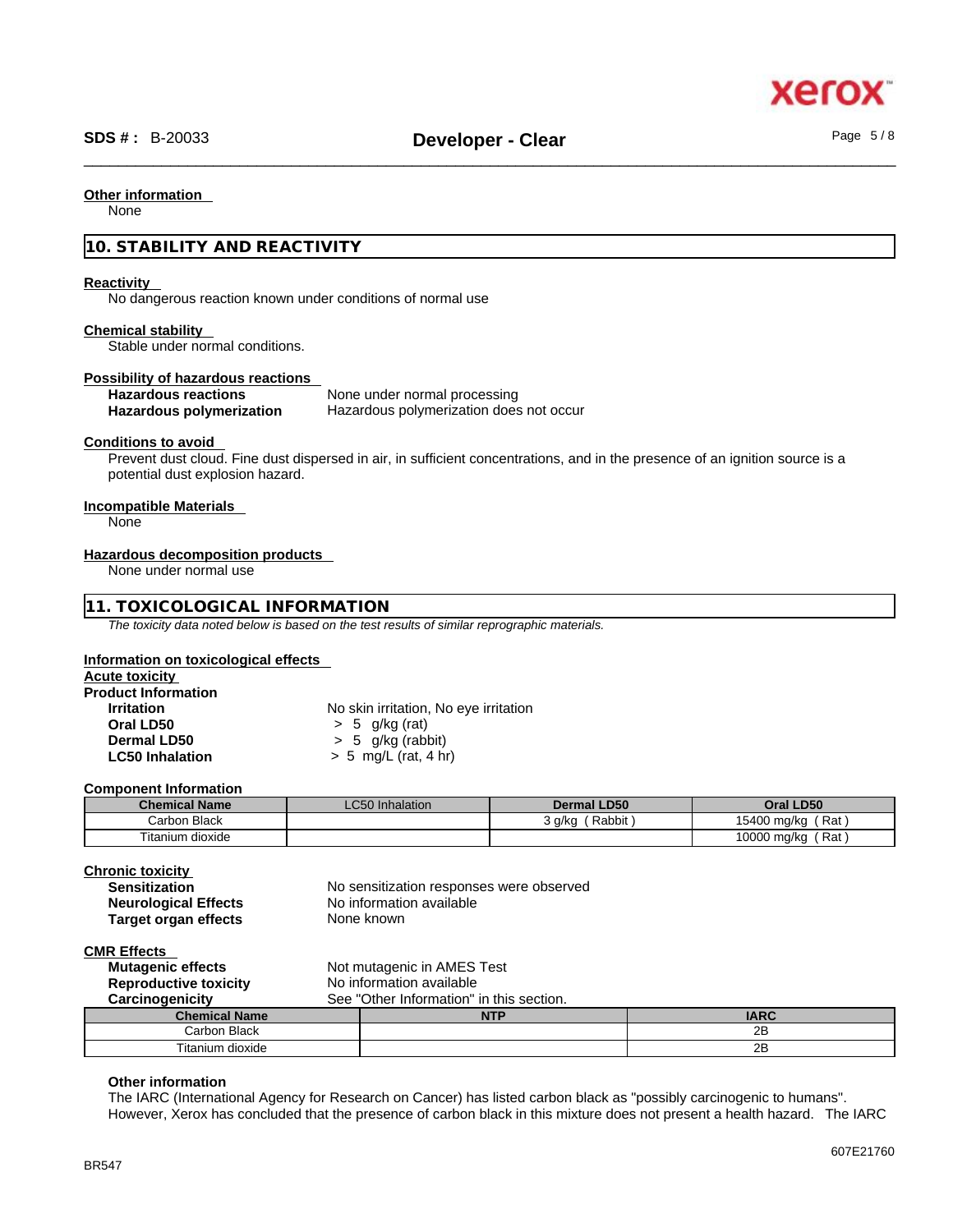**Other information**

None

## 10. STABILITY AND REACTIVITY

**Reactivity**

No dangerous reaction known under conditions of normal use

**Chemical stability**

Stable under normal conditions.

**Possibility of hazardous reactions**

**Hazardous reactions** None under normal processing
**Hazardous polymerization** Hazardous polymerization does not occur

**Conditions to avoid**

Prevent dust cloud. Fine dust dispersed in air, in sufficient concentrations, and in the presence of an ignition source is a potential dust explosion hazard.

**Incompatible Materials**

None

**Hazardous decomposition products**

None under normal use

## 11. TOXICOLOGICAL INFORMATION

*The toxicity data noted below is based on the test results of similar reprographic materials.*

**Information on toxicological effects**

**Acute toxicity**

**Product Information**

**Irritation** No skin irritation, No eye irritation
**Oral LD50** > 5 g/kg (rat)
**Dermal LD50** > 5 g/kg (rabbit)
**LC50 Inhalation** > 5 mg/L (rat, 4 hr)

**Component Information**

| Chemical Name | LC50 Inhalation | Dermal LD50 | Oral LD50 |
|---|---|---|---|
| Carbon Black | | 3 g/kg ( Rabbit ) | 15400 mg/kg ( Rat ) |
| Titanium dioxide | | | 10000 mg/kg ( Rat ) |

**Chronic toxicity**

**Sensitization** No sensitization responses were observed
**Neurological Effects** No information available
**Target organ effects** None known

**CMR Effects**

**Mutagenic effects** Not mutagenic in AMES Test
**Reproductive toxicity** No information available
**Carcinogenicity** See "Other Information" in this section.

| Chemical Name | NTP | IARC |
|---|---|---|
| Carbon Black | | 2B |
| Titanium dioxide | | 2B |

**Other information**

The IARC (International Agency for Research on Cancer) has listed carbon black as "possibly carcinogenic to humans". However, Xerox has concluded that the presence of carbon black in this mixture does not present a health hazard. The IARC

BR547

607E21760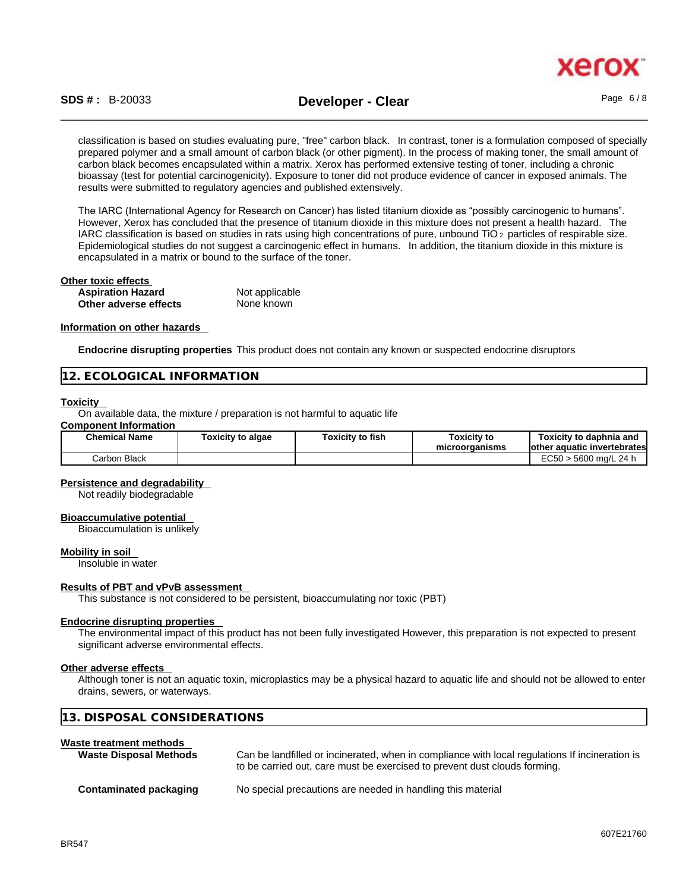classification is based on studies evaluating pure, "free" carbon black. In contrast, toner is a formulation composed of specially prepared polymer and a small amount of carbon black (or other pigment). In the process of making toner, the small amount of carbon black becomes encapsulated within a matrix. Xerox has performed extensive testing of toner, including a chronic bioassay (test for potential carcinogenicity). Exposure to toner did not produce evidence of cancer in exposed animals. The results were submitted to regulatory agencies and published extensively.

The IARC (International Agency for Research on Cancer) has listed titanium dioxide as "possibly carcinogenic to humans". However, Xerox has concluded that the presence of titanium dioxide in this mixture does not present a health hazard. The IARC classification is based on studies in rats using high concentrations of pure, unbound $TiO_2$ particles of respirable size. Epidemiological studies do not suggest a carcinogenic effect in humans. In addition, the titanium dioxide in this mixture is encapsulated in a matrix or bound to the surface of the toner.

**Other toxic effects**

**Aspiration Hazard** Not applicable

**Other adverse effects** None known

**Information on other hazards**

**Endocrine disrupting properties** This product does not contain any known or suspected endocrine disruptors

## 12. ECOLOGICAL INFORMATION

**Toxicity**

On available data, the mixture / preparation is not harmful to aquatic life

**Component Information**

| Chemical Name | Toxicity to algae | Toxicity to fish | Toxicity to microorganisms | Toxicity to daphnia and other aquatic invertebrates |
|---|---|---|---|---|
| Carbon Black | | | | EC50 > 5600 mg/L 24 h |

**Persistence and degradability**

Not readily biodegradable

**Bioaccumulative potential**

Bioaccumulation is unlikely

**Mobility in soil**

Insoluble in water

**Results of PBT and vPvB assessment**

This substance is not considered to be persistent, bioaccumulating nor toxic (PBT)

**Endocrine disrupting properties**

The environmental impact of this product has not been fully investigated However, this preparation is not expected to present significant adverse environmental effects.

**Other adverse effects**

Although toner is not an aquatic toxin, microplastics may be a physical hazard to aquatic life and should not be allowed to enter drains, sewers, or waterways.

## 13. DISPOSAL CONSIDERATIONS

**Waste treatment methods**

**Waste Disposal Methods** Can be landfilled or incinerated, when in compliance with local regulations If incineration is to be carried out, care must be exercised to prevent dust clouds forming.

**Contaminated packaging** No special precautions are needed in handling this material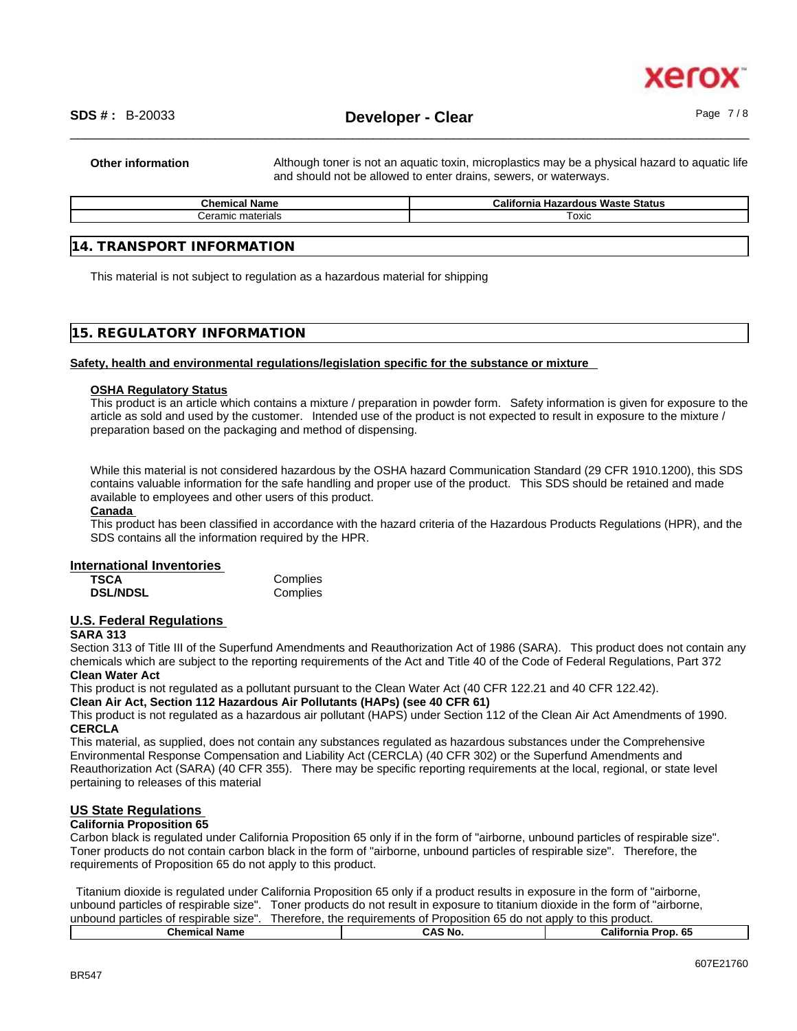**Other information** Although toner is not an aquatic toxin, microplastics may be a physical hazard to aquatic life and should not be allowed to enter drains, sewers, or waterways.

| Chemical Name | California Hazardous Waste Status |
|---|---|
| Ceramic materials | Toxic |

## 14. TRANSPORT INFORMATION

This material is not subject to regulation as a hazardous material for shipping

## 15. REGULATORY INFORMATION

**Safety, health and environmental regulations/legislation specific for the substance or mixture**

**OSHA Regulatory Status**

This product is an article which contains a mixture / preparation in powder form. Safety information is given for exposure to the article as sold and used by the customer. Intended use of the product is not expected to result in exposure to the mixture / preparation based on the packaging and method of dispensing.

While this material is not considered hazardous by the OSHA hazard Communication Standard (29 CFR 1910.1200), this SDS contains valuable information for the safe handling and proper use of the product. This SDS should be retained and made available to employees and other users of this product.

**Canada**

This product has been classified in accordance with the hazard criteria of the Hazardous Products Regulations (HPR), and the SDS contains all the information required by the HPR.

### International Inventories

| | |
|---|---|
| **TSCA** | Complies |
| **DSL/NDSL** | Complies |

### U.S. Federal Regulations

**SARA 313**

Section 313 of Title III of the Superfund Amendments and Reauthorization Act of 1986 (SARA). This product does not contain any chemicals which are subject to the reporting requirements of the Act and Title 40 of the Code of Federal Regulations, Part 372

**Clean Water Act**

This product is not regulated as a pollutant pursuant to the Clean Water Act (40 CFR 122.21 and 40 CFR 122.42).

**Clean Air Act, Section 112 Hazardous Air Pollutants (HAPs) (see 40 CFR 61)**

This product is not regulated as a hazardous air pollutant (HAPS) under Section 112 of the Clean Air Act Amendments of 1990.

**CERCLA**

This material, as supplied, does not contain any substances regulated as hazardous substances under the Comprehensive Environmental Response Compensation and Liability Act (CERCLA) (40 CFR 302) or the Superfund Amendments and Reauthorization Act (SARA) (40 CFR 355). There may be specific reporting requirements at the local, regional, or state level pertaining to releases of this material

### US State Regulations

**California Proposition 65**

Carbon black is regulated under California Proposition 65 only if in the form of "airborne, unbound particles of respirable size". Toner products do not contain carbon black in the form of "airborne, unbound particles of respirable size". Therefore, the requirements of Proposition 65 do not apply to this product.

Titanium dioxide is regulated under California Proposition 65 only if a product results in exposure in the form of "airborne, unbound particles of respirable size". Toner products do not result in exposure to titanium dioxide in the form of "airborne, unbound particles of respirable size". Therefore, the requirements of Proposition 65 do not apply to this product.

| Chemical Name | CAS No. | California Prop. 65 |
|---|---|---|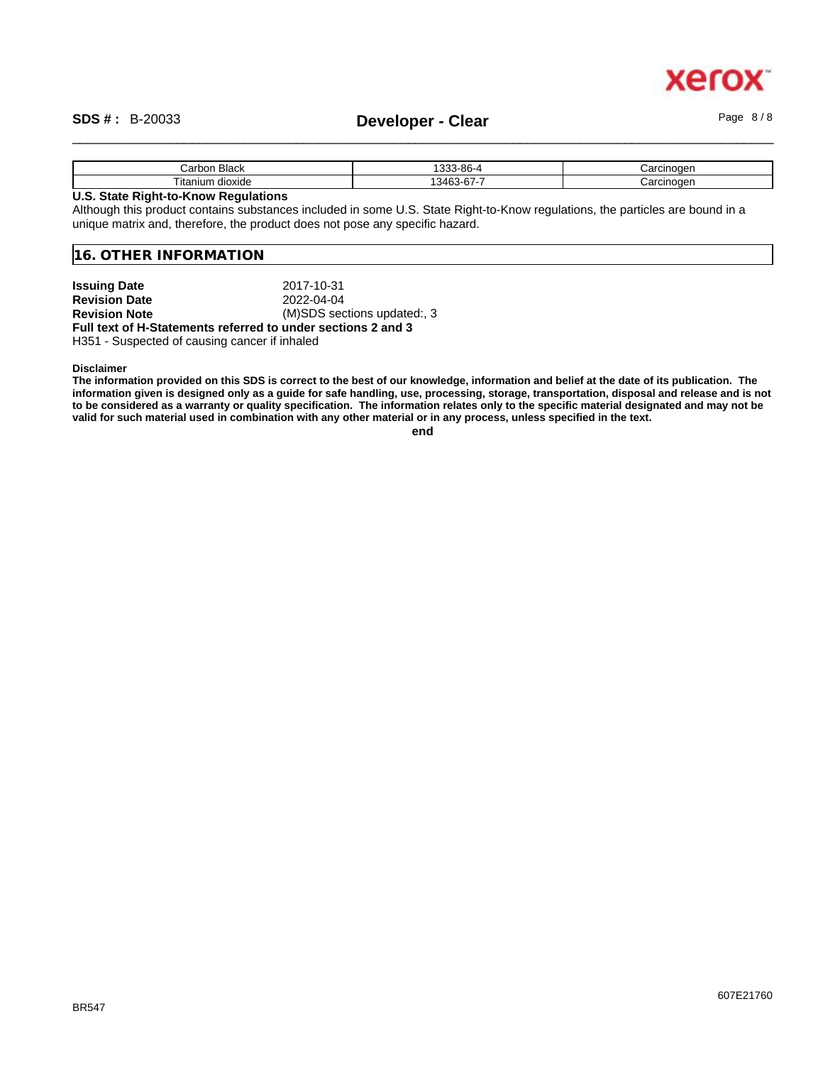| | | |
|---|---|---|
| Carbon Black | 1333-86-4 | Carcinogen |
| Titanium dioxide | 13463-67-7 | Carcinogen |

**U.S. State Right-to-Know Regulations**

Although this product contains substances included in some U.S. State Right-to-Know regulations, the particles are bound in a unique matrix and, therefore, the product does not pose any specific hazard.

## 16. OTHER INFORMATION

**Issuing Date** 2017-10-31
**Revision Date** 2022-04-04
**Revision Note** (M)SDS sections updated:, 3

**Full text of H-Statements referred to under sections 2 and 3**

H351 - Suspected of causing cancer if inhaled

**Disclaimer**

**The information provided on this SDS is correct to the best of our knowledge, information and belief at the date of its publication. The information given is designed only as a guide for safe handling, use, processing, storage, transportation, disposal and release and is not to be considered as a warranty or quality specification. The information relates only to the specific material designated and may not be valid for such material used in combination with any other material or in any process, unless specified in the text.**

**end**

BR547

607E21760